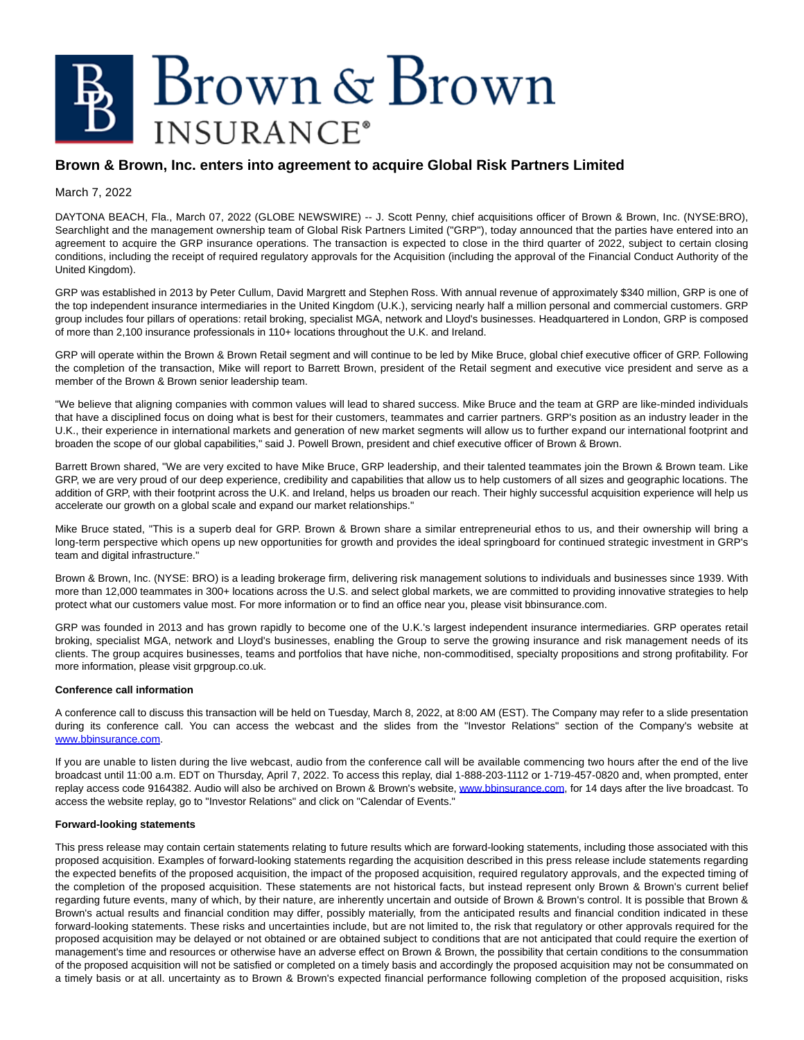# Brown & Brown, Inc. enters into agreement to acquire Global Risk Partners Limited

March 7, 2022

DAYTONA BEACH, Fla., March 07, 2022 (GLOBE NEWSWIRE) -- J. Scott Penny, chief acquisitions officer of Brown & Brown, Inc. (NYSE:BRO), Searchlight and the management ownership team of Global Risk Partners Limited ("GRP"), today announced that the parties have entered into an agreement to acquire the GRP insurance operations. The transaction is expected to close in the third quarter of 2022, subject to certain closing conditions, including the receipt of required regulatory approvals for the Acquisition (including the approval of the Financial Conduct Authority of the United Kingdom).

GRP was established in 2013 by Peter Cullum, David Margrett and Stephen Ross. With annual revenue of approximately $340 million, GRP is one of the top independent insurance intermediaries in the United Kingdom (U.K.), servicing nearly half a million personal and commercial customers. GRP group includes four pillars of operations: retail broking, specialist MGA, network and Lloyd's businesses. Headquartered in London, GRP is composed of more than 2,100 insurance professionals in 110+ locations throughout the U.K. and Ireland.

GRP will operate within the Brown & Brown Retail segment and will continue to be led by Mike Bruce, global chief executive officer of GRP. Following the completion of the transaction, Mike will report to Barrett Brown, president of the Retail segment and executive vice president and serve as a member of the Brown & Brown senior leadership team.

"We believe that aligning companies with common values will lead to shared success. Mike Bruce and the team at GRP are like-minded individuals that have a disciplined focus on doing what is best for their customers, teammates and carrier partners. GRP's position as an industry leader in the U.K., their experience in international markets and generation of new market segments will allow us to further expand our international footprint and broaden the scope of our global capabilities," said J. Powell Brown, president and chief executive officer of Brown & Brown.

Barrett Brown shared, "We are very excited to have Mike Bruce, GRP leadership, and their talented teammates join the Brown & Brown team. Like GRP, we are very proud of our deep experience, credibility and capabilities that allow us to help customers of all sizes and geographic locations. The addition of GRP, with their footprint across the U.K. and Ireland, helps us broaden our reach. Their highly successful acquisition experience will help us accelerate our growth on a global scale and expand our market relationships."

Mike Bruce stated, "This is a superb deal for GRP. Brown & Brown share a similar entrepreneurial ethos to us, and their ownership will bring a long-term perspective which opens up new opportunities for growth and provides the ideal springboard for continued strategic investment in GRP's team and digital infrastructure."

Brown & Brown, Inc. (NYSE: BRO) is a leading brokerage firm, delivering risk management solutions to individuals and businesses since 1939. With more than 12,000 teammates in 300+ locations across the U.S. and select global markets, we are committed to providing innovative strategies to help protect what our customers value most. For more information or to find an office near you, please visit bbinsurance.com.

GRP was founded in 2013 and has grown rapidly to become one of the U.K.'s largest independent insurance intermediaries. GRP operates retail broking, specialist MGA, network and Lloyd's businesses, enabling the Group to serve the growing insurance and risk management needs of its clients. The group acquires businesses, teams and portfolios that have niche, non-commoditised, specialty propositions and strong profitability. For more information, please visit grpgroup.co.uk.

**Conference call information**

A conference call to discuss this transaction will be held on Tuesday, March 8, 2022, at 8:00 AM (EST). The Company may refer to a slide presentation during its conference call. You can access the webcast and the slides from the "Investor Relations" section of the Company's website at www.bbinsurance.com.

If you are unable to listen during the live webcast, audio from the conference call will be available commencing two hours after the end of the live broadcast until 11:00 a.m. EDT on Thursday, April 7, 2022. To access this replay, dial 1-888-203-1112 or 1-719-457-0820 and, when prompted, enter replay access code 9164382. Audio will also be archived on Brown & Brown's website, www.bbinsurance.com, for 14 days after the live broadcast. To access the website replay, go to "Investor Relations" and click on "Calendar of Events."

**Forward-looking statements**

This press release may contain certain statements relating to future results which are forward-looking statements, including those associated with this proposed acquisition. Examples of forward-looking statements regarding the acquisition described in this press release include statements regarding the expected benefits of the proposed acquisition, the impact of the proposed acquisition, required regulatory approvals, and the expected timing of the completion of the proposed acquisition. These statements are not historical facts, but instead represent only Brown & Brown's current belief regarding future events, many of which, by their nature, are inherently uncertain and outside of Brown & Brown's control. It is possible that Brown & Brown's actual results and financial condition may differ, possibly materially, from the anticipated results and financial condition indicated in these forward-looking statements. These risks and uncertainties include, but are not limited to, the risk that regulatory or other approvals required for the proposed acquisition may be delayed or not obtained or are obtained subject to conditions that are not anticipated that could require the exertion of management's time and resources or otherwise have an adverse effect on Brown & Brown, the possibility that certain conditions to the consummation of the proposed acquisition will not be satisfied or completed on a timely basis and accordingly the proposed acquisition may not be consummated on a timely basis or at all. uncertainty as to Brown & Brown's expected financial performance following completion of the proposed acquisition, risks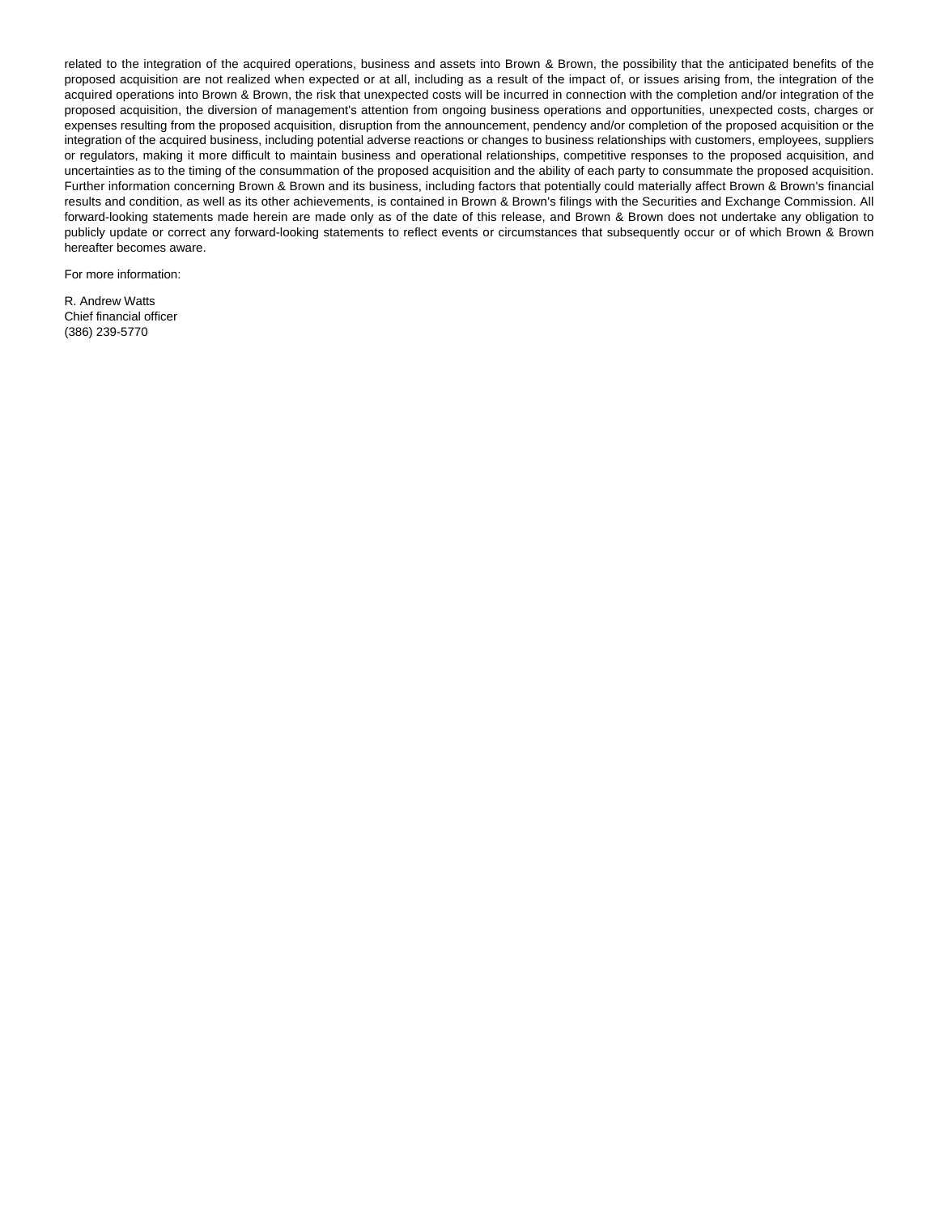related to the integration of the acquired operations, business and assets into Brown & Brown, the possibility that the anticipated benefits of the proposed acquisition are not realized when expected or at all, including as a result of the impact of, or issues arising from, the integration of the acquired operations into Brown & Brown, the risk that unexpected costs will be incurred in connection with the completion and/or integration of the proposed acquisition, the diversion of management's attention from ongoing business operations and opportunities, unexpected costs, charges or expenses resulting from the proposed acquisition, disruption from the announcement, pendency and/or completion of the proposed acquisition or the integration of the acquired business, including potential adverse reactions or changes to business relationships with customers, employees, suppliers or regulators, making it more difficult to maintain business and operational relationships, competitive responses to the proposed acquisition, and uncertainties as to the timing of the consummation of the proposed acquisition and the ability of each party to consummate the proposed acquisition. Further information concerning Brown & Brown and its business, including factors that potentially could materially affect Brown & Brown's financial results and condition, as well as its other achievements, is contained in Brown & Brown's filings with the Securities and Exchange Commission. All forward-looking statements made herein are made only as of the date of this release, and Brown & Brown does not undertake any obligation to publicly update or correct any forward-looking statements to reflect events or circumstances that subsequently occur or of which Brown & Brown hereafter becomes aware.

For more information:

R. Andrew Watts
Chief financial officer
(386) 239-5770